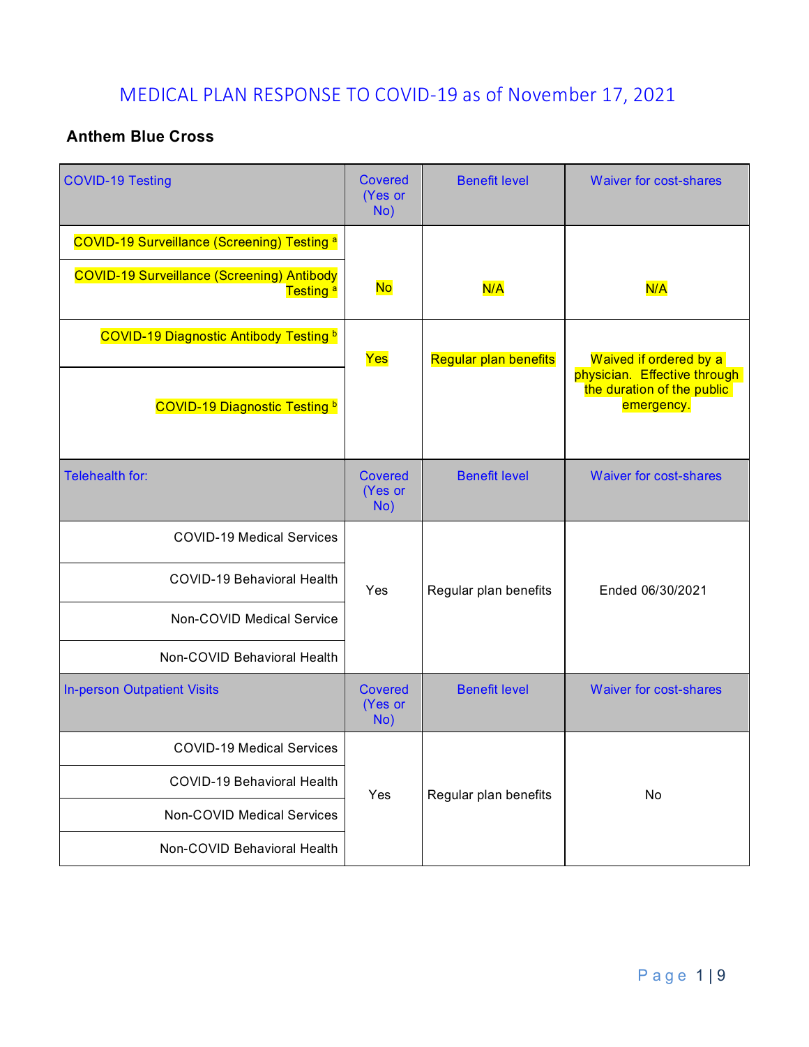# MEDICAL PLAN RESPONSE TO COVID-19 as of November 17, 2021

## Anthem Blue Cross

| COVID-19 Testing | Covered (Yes or No) | Benefit level | Waiver for cost-shares |
|---|---|---|---|
| COVID-19 Surveillance (Screening) Testing [a] | No | N/A | N/A |
| COVID-19 Surveillance (Screening) Antibody Testing [a] | | | |
| COVID-19 Diagnostic Antibody Testing [b] | Yes | Regular plan benefits | Waived if ordered by a physician. Effective through the duration of the public emergency. |
| COVID-19 Diagnostic Testing [b] | | | |
| **Telehealth for:** | **Covered (Yes or No)** | **Benefit level** | **Waiver for cost-shares** |
| COVID-19 Medical Services | Yes | Regular plan benefits | Ended 06/30/2021 |
| COVID-19 Behavioral Health | | | |
| Non-COVID Medical Service | | | |
| Non-COVID Behavioral Health | | | |
| **In-person Outpatient Visits** | **Covered (Yes or No)** | **Benefit level** | **Waiver for cost-shares** |
| COVID-19 Medical Services | Yes | Regular plan benefits | No |
| COVID-19 Behavioral Health | | | |
| Non-COVID Medical Services | | | |
| Non-COVID Behavioral Health | | | |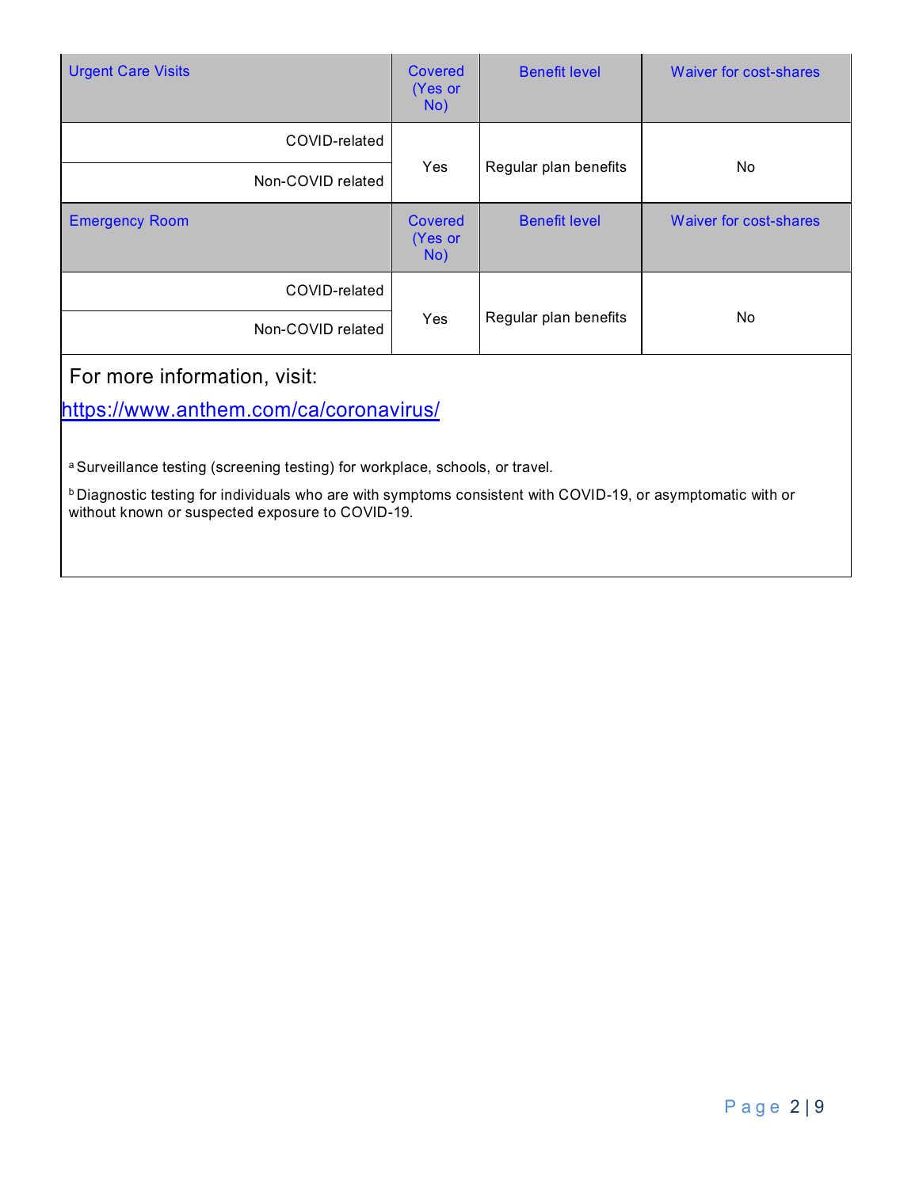| Urgent Care Visits | Covered (Yes or No) | Benefit level | Waiver for cost-shares |
|---|---|---|---|
| COVID-related | Yes | Regular plan benefits | No |
| Non-COVID related | | | |

| Emergency Room | Covered (Yes or No) | Benefit level | Waiver for cost-shares |
|---|---|---|---|
| COVID-related | Yes | Regular plan benefits | No |
| Non-COVID related | | | |

For more information, visit:

https://www.anthem.com/ca/coronavirus/

[a] Surveillance testing (screening testing) for workplace, schools, or travel.

[b] Diagnostic testing for individuals who are with symptoms consistent with COVID-19, or asymptomatic with or without known or suspected exposure to COVID-19.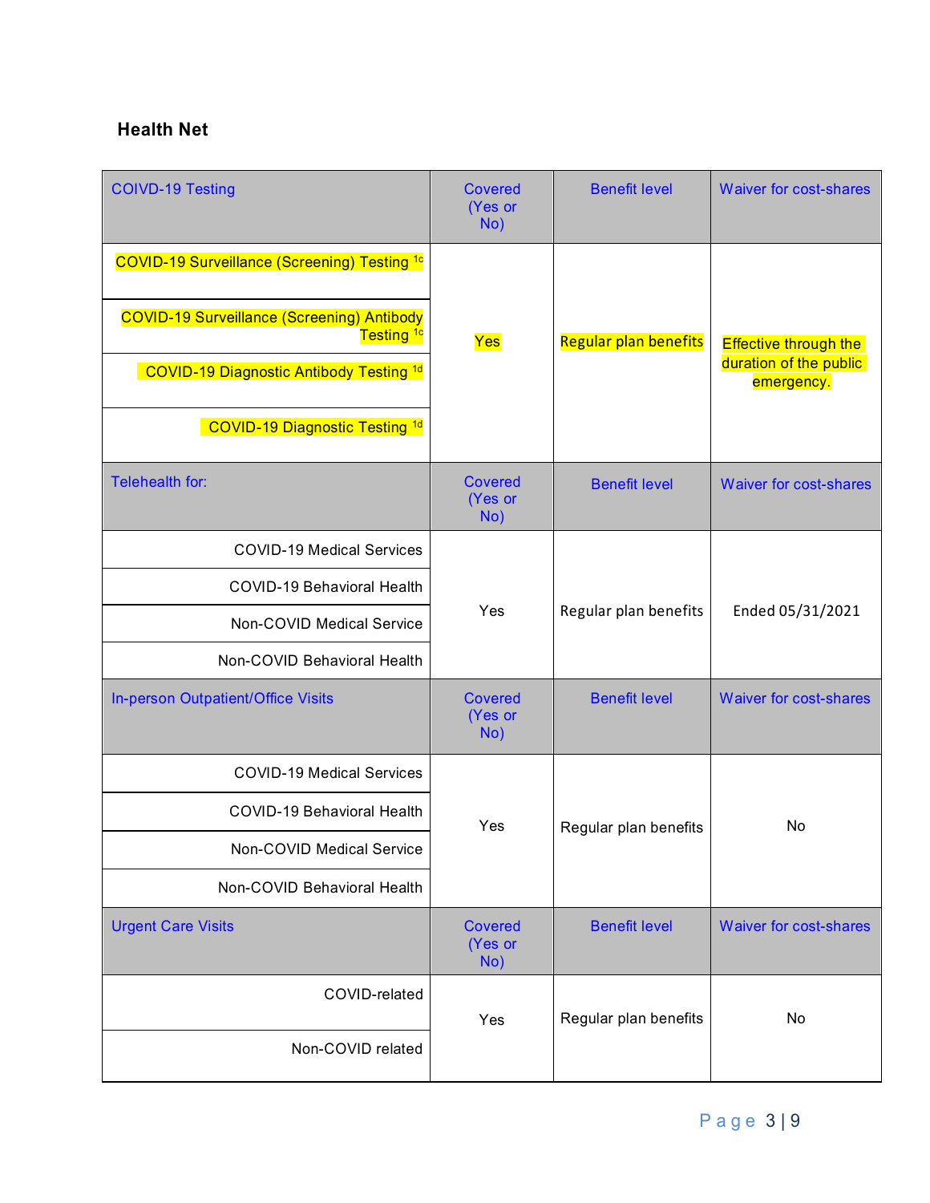**Health Net**

| COIVD-19 Testing | Covered (Yes or No) | Benefit level | Waiver for cost-shares |
|---|---|---|---|
| COVID-19 Surveillance (Screening) Testing [1c] | Yes | Regular plan benefits | Effective through the duration of the public emergency. |
| COVID-19 Surveillance (Screening) Antibody Testing [1c] | | | |
| COVID-19 Diagnostic Antibody Testing [1d] | | | |
| COVID-19 Diagnostic Testing [1d] | | | |
| **Telehealth for:** | **Covered (Yes or No)** | **Benefit level** | **Waiver for cost-shares** |
| COVID-19 Medical Services | Yes | Regular plan benefits | Ended 05/31/2021 |
| COVID-19 Behavioral Health | | | |
| Non-COVID Medical Service | | | |
| Non-COVID Behavioral Health | | | |
| **In-person Outpatient/Office Visits** | **Covered (Yes or No)** | **Benefit level** | **Waiver for cost-shares** |
| COVID-19 Medical Services | Yes | Regular plan benefits | No |
| COVID-19 Behavioral Health | | | |
| Non-COVID Medical Service | | | |
| Non-COVID Behavioral Health | | | |
| **Urgent Care Visits** | **Covered (Yes or No)** | **Benefit level** | **Waiver for cost-shares** |
| COVID-related | Yes | Regular plan benefits | No |
| Non-COVID related | | | |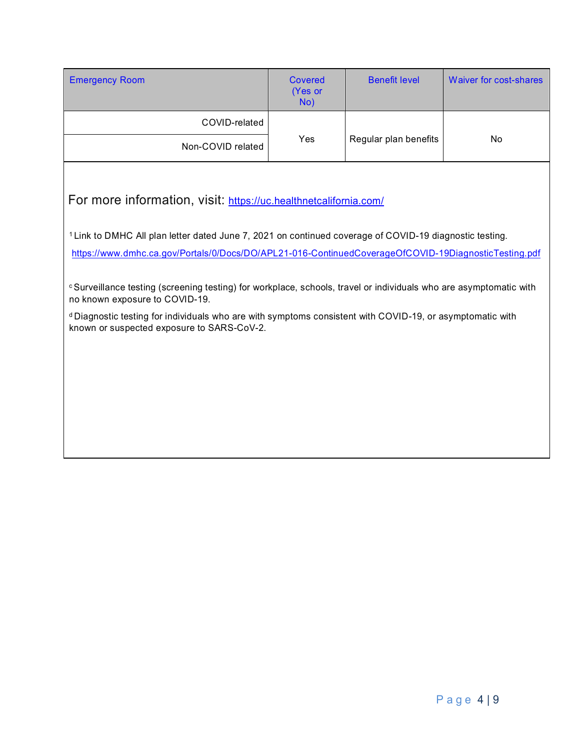| Emergency Room | Covered (Yes or No) | Benefit level | Waiver for cost-shares |
|---|---|---|---|
| COVID-related | Yes | Regular plan benefits | No |
| Non-COVID related | | | |

For more information, visit: [https://uc.healthnetcalifornia.com/](https://uc.healthnetcalifornia.com/)

[1] Link to DMHC All plan letter dated June 7, 2021 on continued coverage of COVID-19 diagnostic testing.

[https://www.dmhc.ca.gov/Portals/0/Docs/DO/APL21-016-ContinuedCoverageOfCOVID-19DiagnosticTesting.pdf](https://www.dmhc.ca.gov/Portals/0/Docs/DO/APL21-016-ContinuedCoverageOfCOVID-19DiagnosticTesting.pdf)

[c] Surveillance testing (screening testing) for workplace, schools, travel or individuals who are asymptomatic with no known exposure to COVID-19.

[d] Diagnostic testing for individuals who are with symptoms consistent with COVID-19, or asymptomatic with known or suspected exposure to SARS-CoV-2.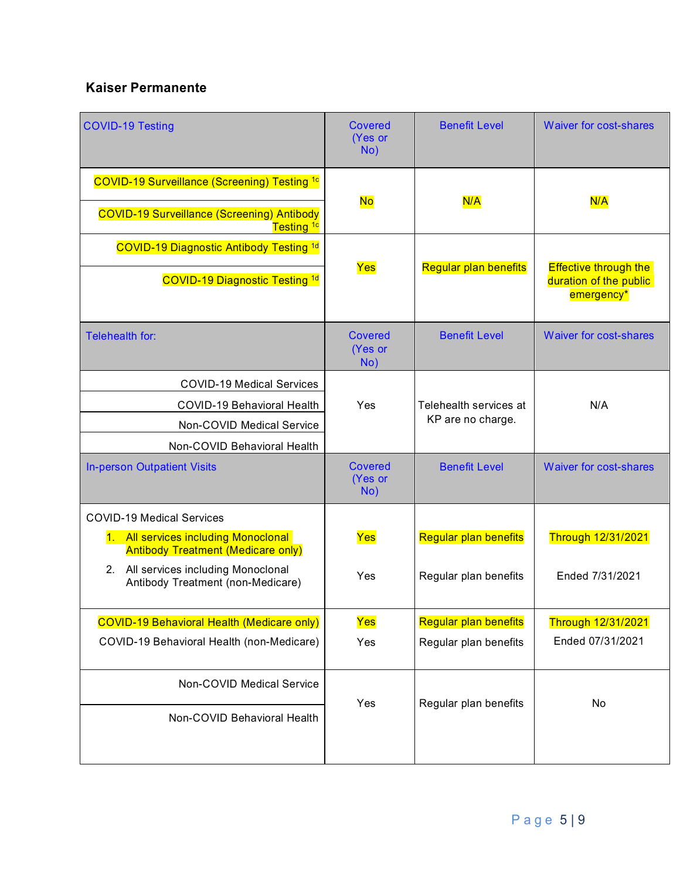## Kaiser Permanente

| COVID-19 Testing | Covered (Yes or No) | Benefit Level | Waiver for cost-shares |
|---|---|---|---|
| COVID-19 Surveillance (Screening) Testing [1c] | No | N/A | N/A |
| COVID-19 Surveillance (Screening) Antibody Testing [1c] | | | |
| COVID-19 Diagnostic Antibody Testing [1d] | Yes | Regular plan benefits | Effective through the duration of the public emergency* |
| COVID-19 Diagnostic Testing [1d] | | | |
| **Telehealth for:** | **Covered (Yes or No)** | **Benefit Level** | **Waiver for cost-shares** |
| COVID-19 Medical Services | Yes | Telehealth services at KP are no charge. | N/A |
| COVID-19 Behavioral Health | | | |
| Non-COVID Medical Service | | | |
| Non-COVID Behavioral Health | | | |
| **In-person Outpatient Visits** | **Covered (Yes or No)** | **Benefit Level** | **Waiver for cost-shares** |
| COVID-19 Medical Services<br>1. All services including Monoclonal Antibody Treatment (Medicare only) | Yes | Regular plan benefits | Through 12/31/2021 |
| 2. All services including Monoclonal Antibody Treatment (non-Medicare) | Yes | Regular plan benefits | Ended 7/31/2021 |
| COVID-19 Behavioral Health (Medicare only) | Yes | Regular plan benefits | Through 12/31/2021 |
| COVID-19 Behavioral Health (non-Medicare) | Yes | Regular plan benefits | Ended 07/31/2021 |
| Non-COVID Medical Service | Yes | Regular plan benefits | No |
| Non-COVID Behavioral Health | | | |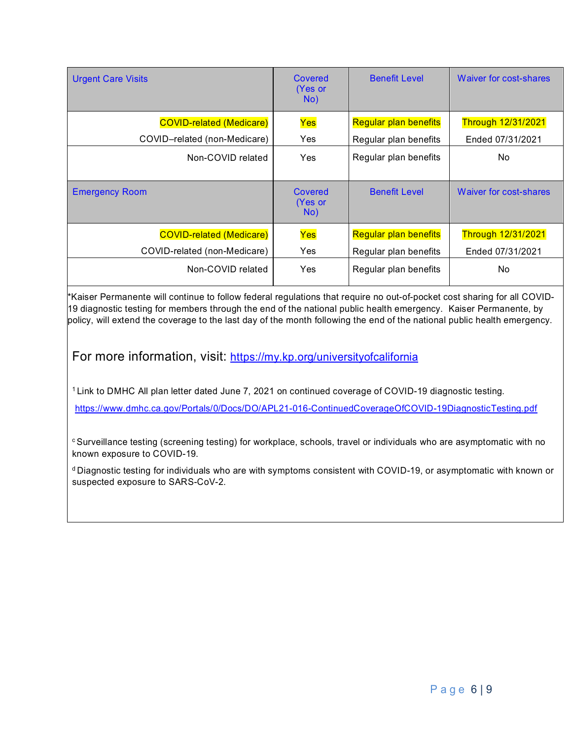| Urgent Care Visits | Covered (Yes or No) | Benefit Level | Waiver for cost-shares |
|---|---|---|---|
| COVID-related (Medicare) | Yes | Regular plan benefits | Through 12/31/2021 |
| COVID–related (non-Medicare) | Yes | Regular plan benefits | Ended 07/31/2021 |
| Non-COVID related | Yes | Regular plan benefits | No |

| Emergency Room | Covered (Yes or No) | Benefit Level | Waiver for cost-shares |
|---|---|---|---|
| COVID-related (Medicare) | Yes | Regular plan benefits | Through 12/31/2021 |
| COVID-related (non-Medicare) | Yes | Regular plan benefits | Ended 07/31/2021 |
| Non-COVID related | Yes | Regular plan benefits | No |

*Kaiser Permanente will continue to follow federal regulations that require no out-of-pocket cost sharing for all COVID-19 diagnostic testing for members through the end of the national public health emergency. Kaiser Permanente, by policy, will extend the coverage to the last day of the month following the end of the national public health emergency.

For more information, visit: https://my.kp.org/universityofcalifornia

[1] Link to DMHC All plan letter dated June 7, 2021 on continued coverage of COVID-19 diagnostic testing.
https://www.dmhc.ca.gov/Portals/0/Docs/DO/APL21-016-ContinuedCoverageOfCOVID-19DiagnosticTesting.pdf

[c] Surveillance testing (screening testing) for workplace, schools, travel or individuals who are asymptomatic with no known exposure to COVID-19.

[d] Diagnostic testing for individuals who are with symptoms consistent with COVID-19, or asymptomatic with known or suspected exposure to SARS-CoV-2.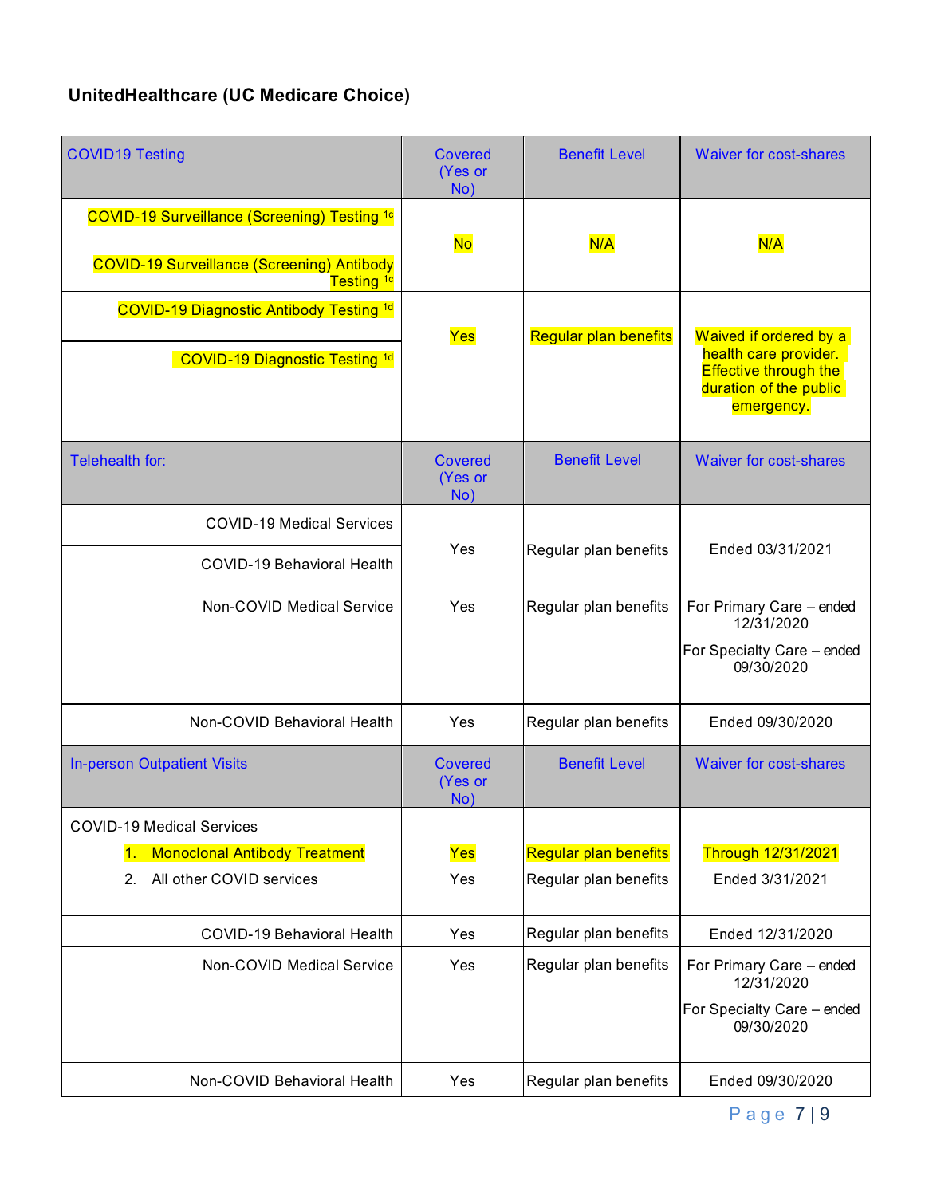**UnitedHealthcare (UC Medicare Choice)**

| COVID19 Testing | Covered (Yes or No) | Benefit Level | Waiver for cost-shares |
|---|---|---|---|
| COVID-19 Surveillance (Screening) Testing [1c] | No | N/A | N/A |
| COVID-19 Surveillance (Screening) Antibody Testing [1c] | | | |
| COVID-19 Diagnostic Antibody Testing [1d] | Yes | Regular plan benefits | Waived if ordered by a health care provider. Effective through the duration of the public emergency. |
| COVID-19 Diagnostic Testing [1d] | | | |
| **Telehealth for:** | **Covered (Yes or No)** | **Benefit Level** | **Waiver for cost-shares** |
| COVID-19 Medical Services | Yes | Regular plan benefits | Ended 03/31/2021 |
| COVID-19 Behavioral Health | | | |
| Non-COVID Medical Service | Yes | Regular plan benefits | For Primary Care – ended 12/31/2020<br>For Specialty Care – ended 09/30/2020 |
| Non-COVID Behavioral Health | Yes | Regular plan benefits | Ended 09/30/2020 |
| **In-person Outpatient Visits** | **Covered (Yes or No)** | **Benefit Level** | **Waiver for cost-shares** |
| COVID-19 Medical Services | | | |
| 1. Monoclonal Antibody Treatment | Yes | Regular plan benefits | Through 12/31/2021 |
| 2. All other COVID services | Yes | Regular plan benefits | Ended 3/31/2021 |
| COVID-19 Behavioral Health | Yes | Regular plan benefits | Ended 12/31/2020 |
| Non-COVID Medical Service | Yes | Regular plan benefits | For Primary Care – ended 12/31/2020<br>For Specialty Care – ended 09/30/2020 |
| Non-COVID Behavioral Health | Yes | Regular plan benefits | Ended 09/30/2020 |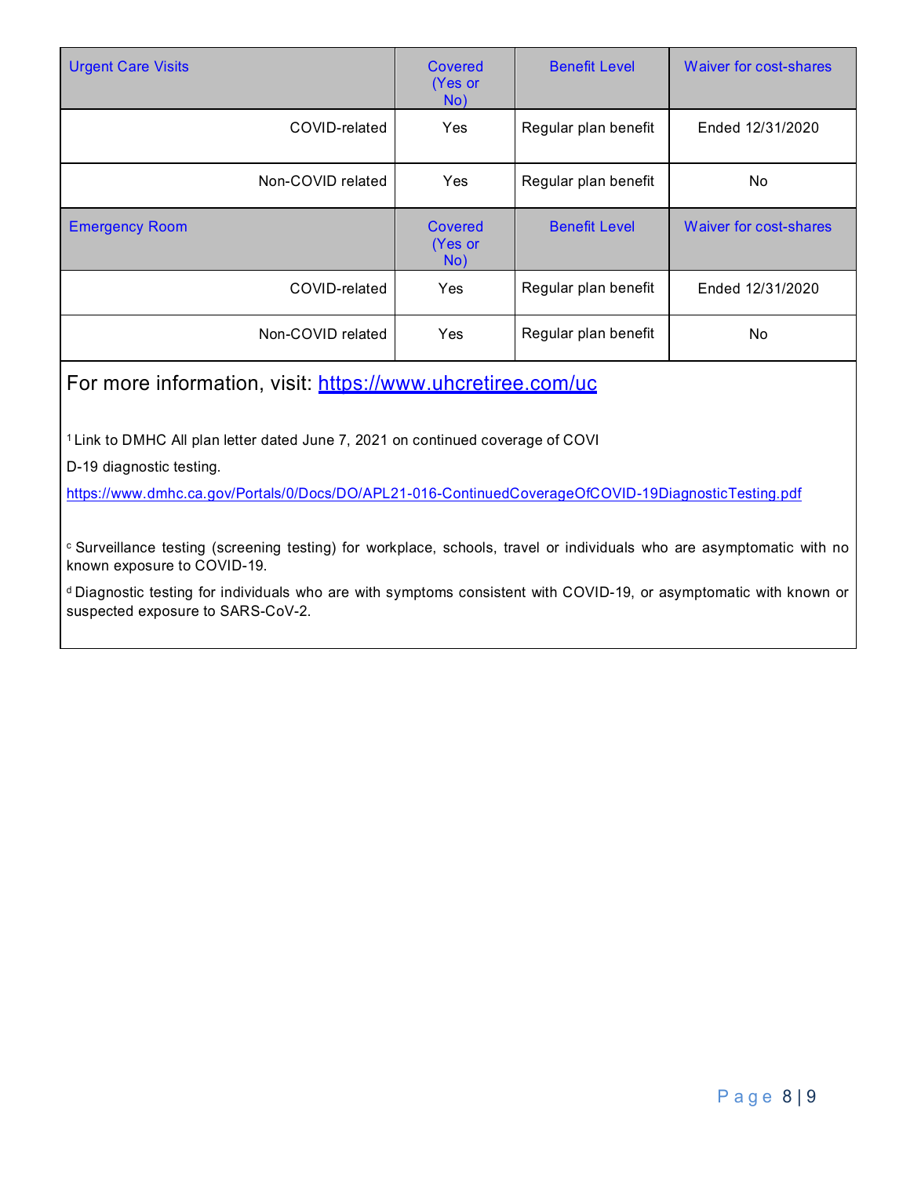| Urgent Care Visits | Covered (Yes or No) | Benefit Level | Waiver for cost-shares |
|---|---|---|---|
| COVID-related | Yes | Regular plan benefit | Ended 12/31/2020 |
| Non-COVID related | Yes | Regular plan benefit | No |
| **Emergency Room** | **Covered (Yes or No)** | **Benefit Level** | **Waiver for cost-shares** |
| COVID-related | Yes | Regular plan benefit | Ended 12/31/2020 |
| Non-COVID related | Yes | Regular plan benefit | No |

For more information, visit: https://www.uhcretiree.com/uc

[1] Link to DMHC All plan letter dated June 7, 2021 on continued coverage of COVID-19 diagnostic testing.

https://www.dmhc.ca.gov/Portals/0/Docs/DO/APL21-016-ContinuedCoverageOfCOVID-19DiagnosticTesting.pdf

[c] Surveillance testing (screening testing) for workplace, schools, travel or individuals who are asymptomatic with no known exposure to COVID-19.

[d] Diagnostic testing for individuals who are with symptoms consistent with COVID-19, or asymptomatic with known or suspected exposure to SARS-CoV-2.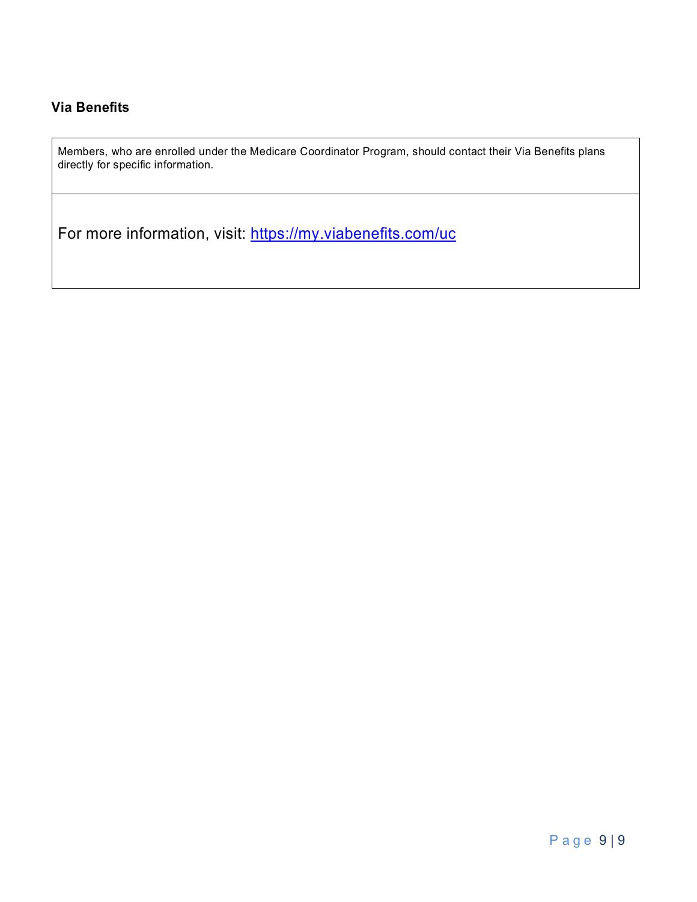**Via Benefits**

| |
|---|
| Members, who are enrolled under the Medicare Coordinator Program, should contact their Via Benefits plans directly for specific information. |
| For more information, visit: https://my.viabenefits.com/uc |